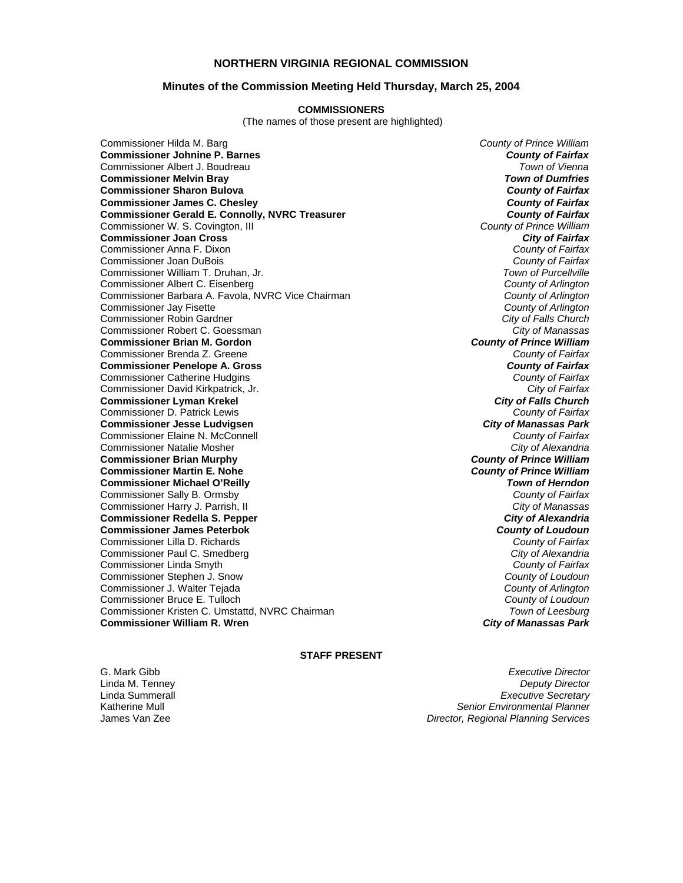# NORTHERN VIRGINIA REGIONAL COMMISSION

## Minutes of the Commission Meeting Held Thursday, March 25, 2004

### COMMISSIONERS

(The names of those present are highlighted)

| | |
|---|---|
| Commissioner Hilda M. Barg | *County of Prince William* |
| **Commissioner Johnine P. Barnes** | ***County of Fairfax*** |
| Commissioner Albert J. Boudreau | *Town of Vienna* |
| **Commissioner Melvin Bray** | ***Town of Dumfries*** |
| **Commissioner Sharon Bulova** | ***County of Fairfax*** |
| **Commissioner James C. Chesley** | ***County of Fairfax*** |
| **Commissioner Gerald E. Connolly, NVRC Treasurer** | ***County of Fairfax*** |
| Commissioner W. S. Covington, III | *County of Prince William* |
| **Commissioner Joan Cross** | ***City of Fairfax*** |
| Commissioner Anna F. Dixon | *County of Fairfax* |
| Commissioner Joan DuBois | *County of Fairfax* |
| Commissioner William T. Druhan, Jr. | *Town of Purcellville* |
| Commissioner Albert C. Eisenberg | *County of Arlington* |
| Commissioner Barbara A. Favola, NVRC Vice Chairman | *County of Arlington* |
| Commissioner Jay Fisette | *County of Arlington* |
| Commissioner Robin Gardner | *City of Falls Church* |
| Commissioner Robert C. Goessman | *City of Manassas* |
| **Commissioner Brian M. Gordon** | ***County of Prince William*** |
| Commissioner Brenda Z. Greene | *County of Fairfax* |
| **Commissioner Penelope A. Gross** | ***County of Fairfax*** |
| Commissioner Catherine Hudgins | *County of Fairfax* |
| Commissioner David Kirkpatrick, Jr. | *City of Fairfax* |
| **Commissioner Lyman Krekel** | ***City of Falls Church*** |
| Commissioner D. Patrick Lewis | *County of Fairfax* |
| **Commissioner Jesse Ludvigsen** | ***City of Manassas Park*** |
| Commissioner Elaine N. McConnell | *County of Fairfax* |
| Commissioner Natalie Mosher | *City of Alexandria* |
| **Commissioner Brian Murphy** | ***County of Prince William*** |
| **Commissioner Martin E. Nohe** | ***County of Prince William*** |
| **Commissioner Michael O'Reilly** | ***Town of Herndon*** |
| Commissioner Sally B. Ormsby | *County of Fairfax* |
| Commissioner Harry J. Parrish, II | *City of Manassas* |
| **Commissioner Redella S. Pepper** | ***City of Alexandria*** |
| **Commissioner James Peterbok** | ***County of Loudoun*** |
| Commissioner Lilla D. Richards | *County of Fairfax* |
| Commissioner Paul C. Smedberg | *City of Alexandria* |
| Commissioner Linda Smyth | *County of Fairfax* |
| Commissioner Stephen J. Snow | *County of Loudoun* |
| Commissioner J. Walter Tejada | *County of Arlington* |
| Commissioner Bruce E. Tulloch | *County of Loudoun* |
| Commissioner Kristen C. Umstattd, NVRC Chairman | *Town of Leesburg* |
| **Commissioner William R. Wren** | ***City of Manassas Park*** |

### STAFF PRESENT

| | |
|---|---|
| G. Mark Gibb | *Executive Director* |
| Linda M. Tenney | *Deputy Director* |
| Linda Summerall | *Executive Secretary* |
| Katherine Mull | *Senior Environmental Planner* |
| James Van Zee | *Director, Regional Planning Services* |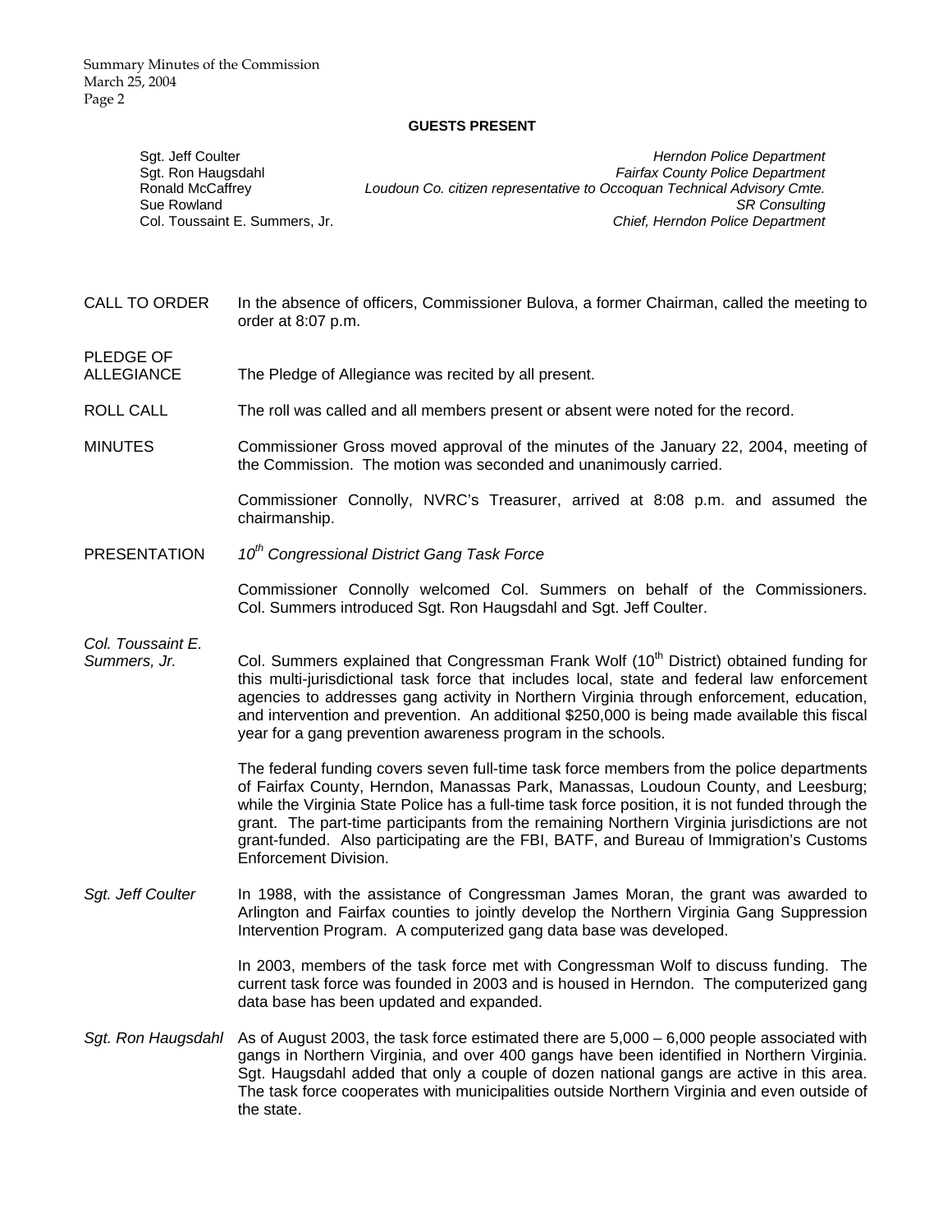## GUESTS PRESENT

| | |
|---|---|
| Sgt. Jeff Coulter | *Herndon Police Department* |
| Sgt. Ron Haugsdahl | *Fairfax County Police Department* |
| Ronald McCaffrey | *Loudoun Co. citizen representative to Occoquan Technical Advisory Cmte.* |
| Sue Rowland | *SR Consulting* |
| Col. Toussaint E. Summers, Jr. | *Chief, Herndon Police Department* |

CALL TO ORDER

In the absence of officers, Commissioner Bulova, a former Chairman, called the meeting to order at 8:07 p.m.

PLEDGE OF ALLEGIANCE

The Pledge of Allegiance was recited by all present.

ROLL CALL

The roll was called and all members present or absent were noted for the record.

MINUTES

Commissioner Gross moved approval of the minutes of the January 22, 2004, meeting of the Commission. The motion was seconded and unanimously carried.

Commissioner Connolly, NVRC's Treasurer, arrived at 8:08 p.m. and assumed the chairmanship.

PRESENTATION

*10th Congressional District Gang Task Force*

Commissioner Connolly welcomed Col. Summers on behalf of the Commissioners. Col. Summers introduced Sgt. Ron Haugsdahl and Sgt. Jeff Coulter.

*Col. Toussaint E. Summers, Jr.*

Col. Summers explained that Congressman Frank Wolf (10th District) obtained funding for this multi-jurisdictional task force that includes local, state and federal law enforcement agencies to addresses gang activity in Northern Virginia through enforcement, education, and intervention and prevention. An additional $250,000 is being made available this fiscal year for a gang prevention awareness program in the schools.

The federal funding covers seven full-time task force members from the police departments of Fairfax County, Herndon, Manassas Park, Manassas, Loudoun County, and Leesburg; while the Virginia State Police has a full-time task force position, it is not funded through the grant. The part-time participants from the remaining Northern Virginia jurisdictions are not grant-funded. Also participating are the FBI, BATF, and Bureau of Immigration's Customs Enforcement Division.

*Sgt. Jeff Coulter*

In 1988, with the assistance of Congressman James Moran, the grant was awarded to Arlington and Fairfax counties to jointly develop the Northern Virginia Gang Suppression Intervention Program. A computerized gang data base was developed.

In 2003, members of the task force met with Congressman Wolf to discuss funding. The current task force was founded in 2003 and is housed in Herndon. The computerized gang data base has been updated and expanded.

*Sgt. Ron Haugsdahl*

As of August 2003, the task force estimated there are 5,000 – 6,000 people associated with gangs in Northern Virginia, and over 400 gangs have been identified in Northern Virginia. Sgt. Haugsdahl added that only a couple of dozen national gangs are active in this area. The task force cooperates with municipalities outside Northern Virginia and even outside of the state.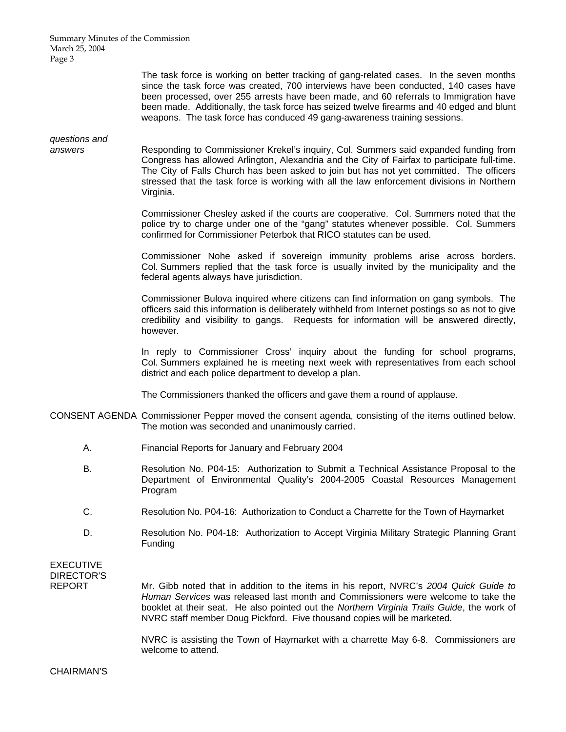The task force is working on better tracking of gang-related cases. In the seven months since the task force was created, 700 interviews have been conducted, 140 cases have been processed, over 255 arrests have been made, and 60 referrals to Immigration have been made. Additionally, the task force has seized twelve firearms and 40 edged and blunt weapons. The task force has conduced 49 gang-awareness training sessions.

*questions and answers*

Responding to Commissioner Krekel's inquiry, Col. Summers said expanded funding from Congress has allowed Arlington, Alexandria and the City of Fairfax to participate full-time. The City of Falls Church has been asked to join but has not yet committed. The officers stressed that the task force is working with all the law enforcement divisions in Northern Virginia.

Commissioner Chesley asked if the courts are cooperative. Col. Summers noted that the police try to charge under one of the "gang" statutes whenever possible. Col. Summers confirmed for Commissioner Peterbok that RICO statutes can be used.

Commissioner Nohe asked if sovereign immunity problems arise across borders. Col. Summers replied that the task force is usually invited by the municipality and the federal agents always have jurisdiction.

Commissioner Bulova inquired where citizens can find information on gang symbols. The officers said this information is deliberately withheld from Internet postings so as not to give credibility and visibility to gangs. Requests for information will be answered directly, however.

In reply to Commissioner Cross' inquiry about the funding for school programs, Col. Summers explained he is meeting next week with representatives from each school district and each police department to develop a plan.

The Commissioners thanked the officers and gave them a round of applause.

## CONSENT AGENDA

Commissioner Pepper moved the consent agenda, consisting of the items outlined below. The motion was seconded and unanimously carried.

A. Financial Reports for January and February 2004

B. Resolution No. P04-15: Authorization to Submit a Technical Assistance Proposal to the Department of Environmental Quality's 2004-2005 Coastal Resources Management Program

C. Resolution No. P04-16: Authorization to Conduct a Charrette for the Town of Haymarket

D. Resolution No. P04-18: Authorization to Accept Virginia Military Strategic Planning Grant Funding

## EXECUTIVE DIRECTOR'S REPORT

Mr. Gibb noted that in addition to the items in his report, NVRC's *2004 Quick Guide to Human Services* was released last month and Commissioners were welcome to take the booklet at their seat. He also pointed out the *Northern Virginia Trails Guide*, the work of NVRC staff member Doug Pickford. Five thousand copies will be marketed.

NVRC is assisting the Town of Haymarket with a charrette May 6-8. Commissioners are welcome to attend.

## CHAIRMAN'S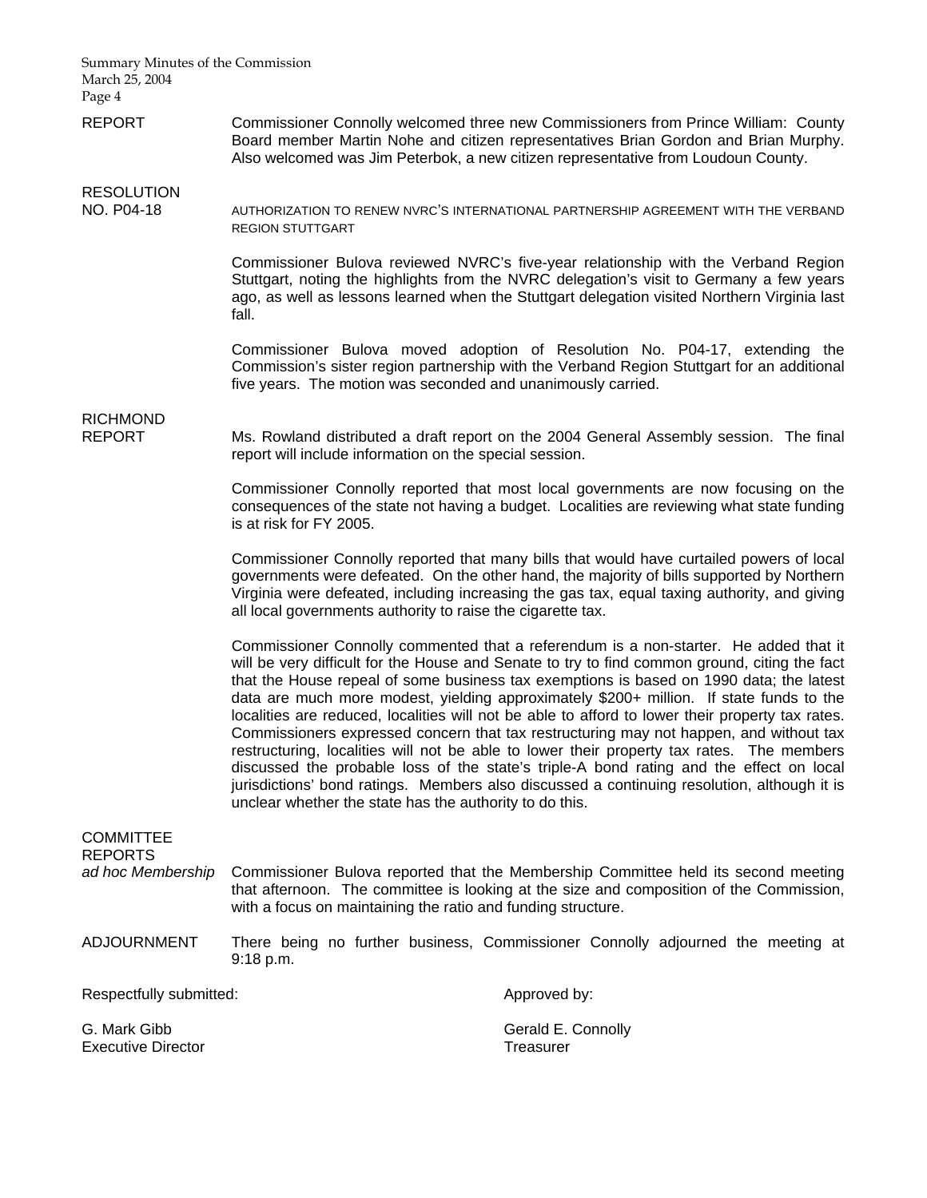**REPORT**

Commissioner Connolly welcomed three new Commissioners from Prince William: County Board member Martin Nohe and citizen representatives Brian Gordon and Brian Murphy. Also welcomed was Jim Peterbok, a new citizen representative from Loudoun County.

**RESOLUTION NO. P04-18**

AUTHORIZATION TO RENEW NVRC'S INTERNATIONAL PARTNERSHIP AGREEMENT WITH THE VERBAND REGION STUTTGART

Commissioner Bulova reviewed NVRC's five-year relationship with the Verband Region Stuttgart, noting the highlights from the NVRC delegation's visit to Germany a few years ago, as well as lessons learned when the Stuttgart delegation visited Northern Virginia last fall.

Commissioner Bulova moved adoption of Resolution No. P04-17, extending the Commission's sister region partnership with the Verband Region Stuttgart for an additional five years. The motion was seconded and unanimously carried.

**RICHMOND REPORT**

Ms. Rowland distributed a draft report on the 2004 General Assembly session. The final report will include information on the special session.

Commissioner Connolly reported that most local governments are now focusing on the consequences of the state not having a budget. Localities are reviewing what state funding is at risk for FY 2005.

Commissioner Connolly reported that many bills that would have curtailed powers of local governments were defeated. On the other hand, the majority of bills supported by Northern Virginia were defeated, including increasing the gas tax, equal taxing authority, and giving all local governments authority to raise the cigarette tax.

Commissioner Connolly commented that a referendum is a non-starter. He added that it will be very difficult for the House and Senate to try to find common ground, citing the fact that the House repeal of some business tax exemptions is based on 1990 data; the latest data are much more modest, yielding approximately $200+ million. If state funds to the localities are reduced, localities will not be able to afford to lower their property tax rates. Commissioners expressed concern that tax restructuring may not happen, and without tax restructuring, localities will not be able to lower their property tax rates. The members discussed the probable loss of the state's triple-A bond rating and the effect on local jurisdictions' bond ratings. Members also discussed a continuing resolution, although it is unclear whether the state has the authority to do this.

**COMMITTEE REPORTS**

*ad hoc Membership*

Commissioner Bulova reported that the Membership Committee held its second meeting that afternoon. The committee is looking at the size and composition of the Commission, with a focus on maintaining the ratio and funding structure.

**ADJOURNMENT**

There being no further business, Commissioner Connolly adjourned the meeting at 9:18 p.m.

Respectfully submitted:

G. Mark Gibb
Executive Director

Approved by:

Gerald E. Connolly
Treasurer